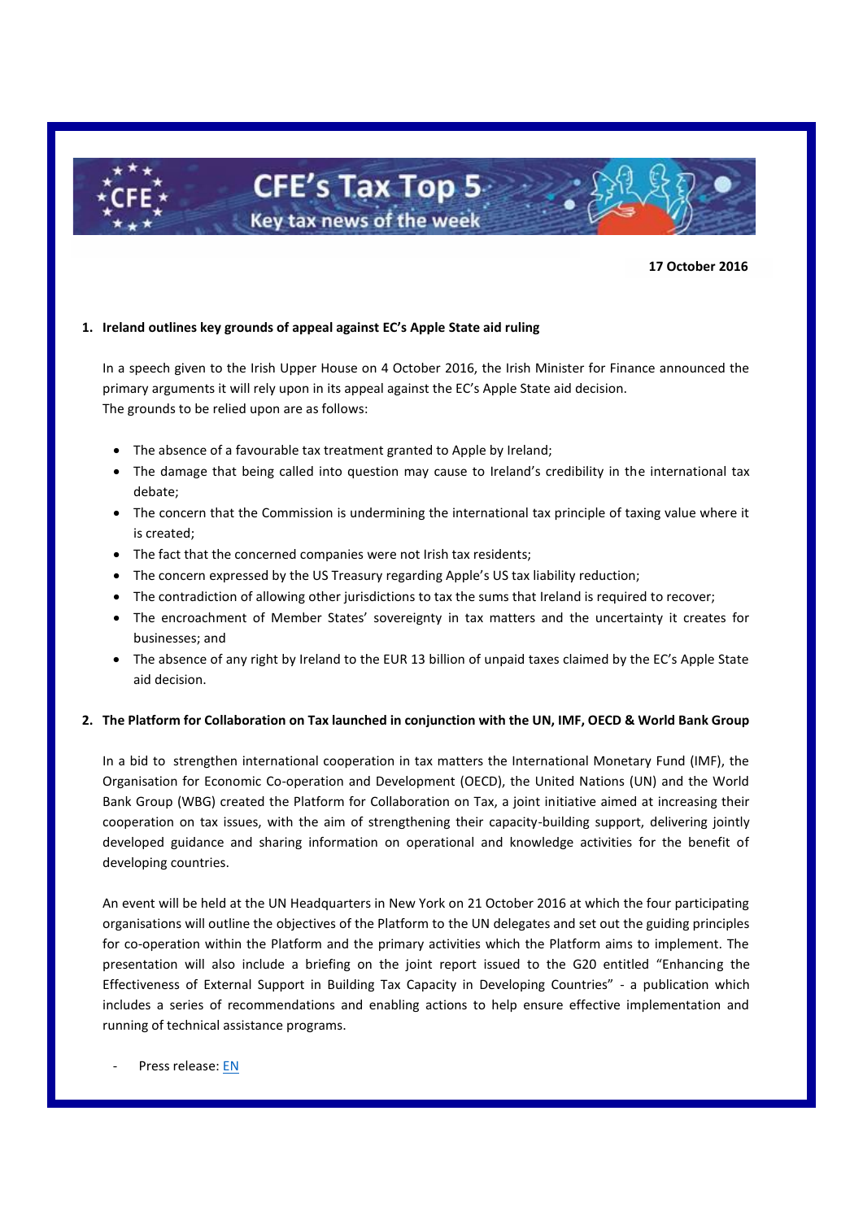# CFE's Tax Top 5

## Key tax news of the week

**17 October 2016**

### 1. Ireland outlines key grounds of appeal against EC's Apple State aid ruling

In a speech given to the Irish Upper House on 4 October 2016, the Irish Minister for Finance announced the primary arguments it will rely upon in its appeal against the EC's Apple State aid decision.
The grounds to be relied upon are as follows:

- The absence of a favourable tax treatment granted to Apple by Ireland;
- The damage that being called into question may cause to Ireland's credibility in the international tax debate;
- The concern that the Commission is undermining the international tax principle of taxing value where it is created;
- The fact that the concerned companies were not Irish tax residents;
- The concern expressed by the US Treasury regarding Apple's US tax liability reduction;
- The contradiction of allowing other jurisdictions to tax the sums that Ireland is required to recover;
- The encroachment of Member States' sovereignty in tax matters and the uncertainty it creates for businesses; and
- The absence of any right by Ireland to the EUR 13 billion of unpaid taxes claimed by the EC's Apple State aid decision.

### 2. The Platform for Collaboration on Tax launched in conjunction with the UN, IMF, OECD & World Bank Group

In a bid to strengthen international cooperation in tax matters the International Monetary Fund (IMF), the Organisation for Economic Co-operation and Development (OECD), the United Nations (UN) and the World Bank Group (WBG) created the Platform for Collaboration on Tax, a joint initiative aimed at increasing their cooperation on tax issues, with the aim of strengthening their capacity-building support, delivering jointly developed guidance and sharing information on operational and knowledge activities for the benefit of developing countries.

An event will be held at the UN Headquarters in New York on 21 October 2016 at which the four participating organisations will outline the objectives of the Platform to the UN delegates and set out the guiding principles for co-operation within the Platform and the primary activities which the Platform aims to implement. The presentation will also include a briefing on the joint report issued to the G20 entitled "Enhancing the Effectiveness of External Support in Building Tax Capacity in Developing Countries" - a publication which includes a series of recommendations and enabling actions to help ensure effective implementation and running of technical assistance programs.

- Press release: EN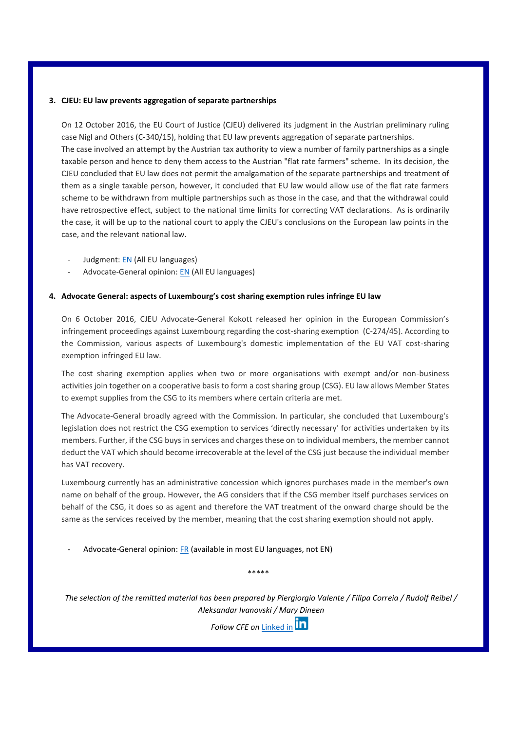**3. CJEU: EU law prevents aggregation of separate partnerships**

On 12 October 2016, the EU Court of Justice (CJEU) delivered its judgment in the Austrian preliminary ruling case Nigl and Others (C-340/15), holding that EU law prevents aggregation of separate partnerships.
The case involved an attempt by the Austrian tax authority to view a number of family partnerships as a single taxable person and hence to deny them access to the Austrian "flat rate farmers" scheme. In its decision, the CJEU concluded that EU law does not permit the amalgamation of the separate partnerships and treatment of them as a single taxable person, however, it concluded that EU law would allow use of the flat rate farmers scheme to be withdrawn from multiple partnerships such as those in the case, and that the withdrawal could have retrospective effect, subject to the national time limits for correcting VAT declarations. As is ordinarily the case, it will be up to the national court to apply the CJEU's conclusions on the European law points in the case, and the relevant national law.

- Judgment: EN (All EU languages)
- Advocate-General opinion: EN (All EU languages)

**4. Advocate General: aspects of Luxembourg's cost sharing exemption rules infringe EU law**

On 6 October 2016, CJEU Advocate-General Kokott released her opinion in the European Commission's infringement proceedings against Luxembourg regarding the cost-sharing exemption (C-274/45). According to the Commission, various aspects of Luxembourg's domestic implementation of the EU VAT cost-sharing exemption infringed EU law.

The cost sharing exemption applies when two or more organisations with exempt and/or non-business activities join together on a cooperative basis to form a cost sharing group (CSG). EU law allows Member States to exempt supplies from the CSG to its members where certain criteria are met.

The Advocate-General broadly agreed with the Commission. In particular, she concluded that Luxembourg's legislation does not restrict the CSG exemption to services 'directly necessary' for activities undertaken by its members. Further, if the CSG buys in services and charges these on to individual members, the member cannot deduct the VAT which should become irrecoverable at the level of the CSG just because the individual member has VAT recovery.

Luxembourg currently has an administrative concession which ignores purchases made in the member's own name on behalf of the group. However, the AG considers that if the CSG member itself purchases services on behalf of the CSG, it does so as agent and therefore the VAT treatment of the onward charge should be the same as the services received by the member, meaning that the cost sharing exemption should not apply.

- Advocate-General opinion: FR (available in most EU languages, not EN)

*****

*The selection of the remitted material has been prepared by Piergiorgio Valente / Filipa Correia / Rudolf Reibel / Aleksandar Ivanovski / Mary Dineen*

*Follow CFE on* Linked in